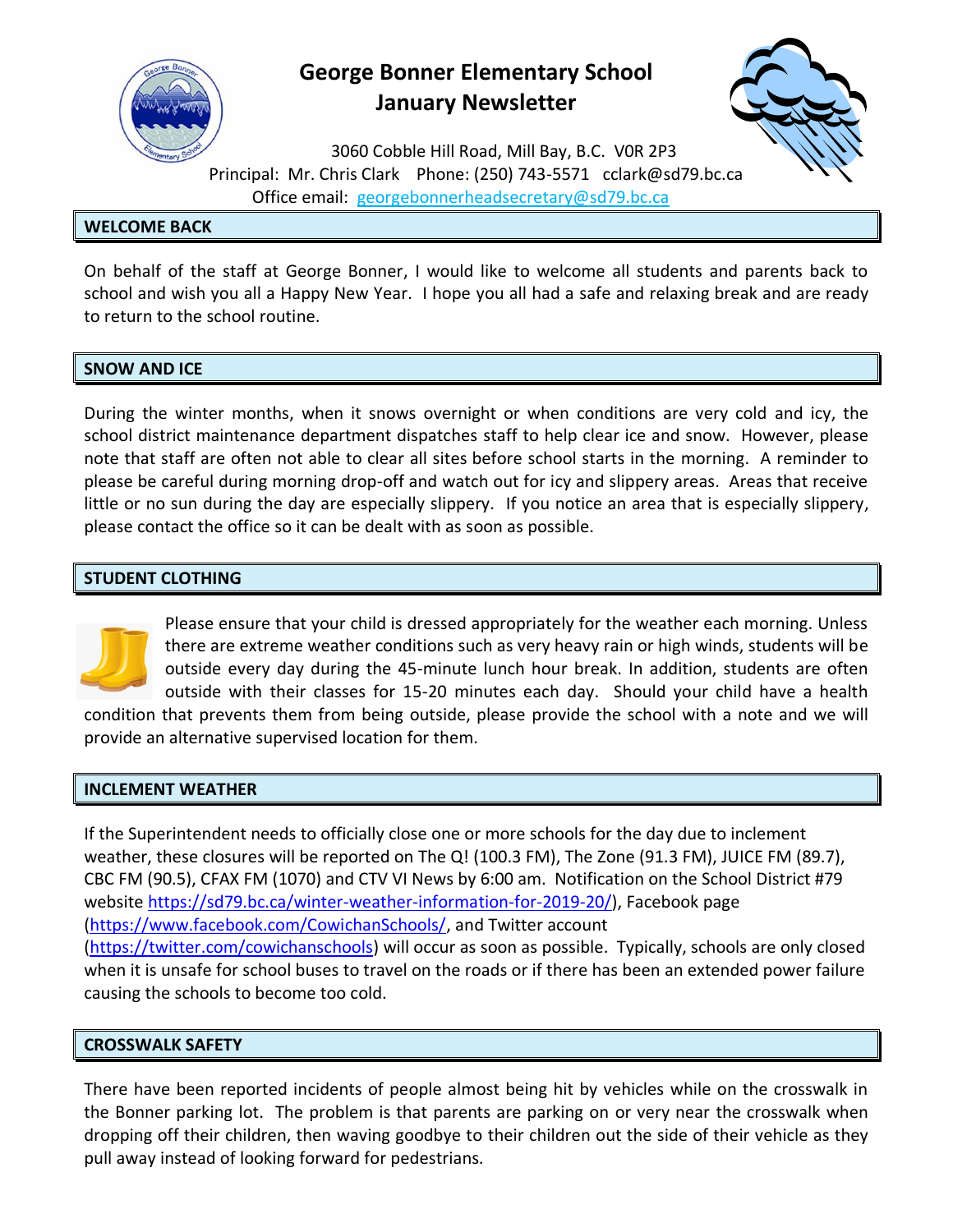# George Bonner Elementary School
## January Newsletter

3060 Cobble Hill Road, Mill Bay, B.C. V0R 2P3
Principal: Mr. Chris Clark Phone: (250) 743-5571 cclark@sd79.bc.ca
Office email: georgebonnerheadsecretary@sd79.bc.ca

### WELCOME BACK

On behalf of the staff at George Bonner, I would like to welcome all students and parents back to school and wish you all a Happy New Year. I hope you all had a safe and relaxing break and are ready to return to the school routine.

### SNOW AND ICE

During the winter months, when it snows overnight or when conditions are very cold and icy, the school district maintenance department dispatches staff to help clear ice and snow. However, please note that staff are often not able to clear all sites before school starts in the morning. A reminder to please be careful during morning drop-off and watch out for icy and slippery areas. Areas that receive little or no sun during the day are especially slippery. If you notice an area that is especially slippery, please contact the office so it can be dealt with as soon as possible.

### STUDENT CLOTHING

Please ensure that your child is dressed appropriately for the weather each morning. Unless there are extreme weather conditions such as very heavy rain or high winds, students will be outside every day during the 45-minute lunch hour break. In addition, students are often outside with their classes for 15-20 minutes each day. Should your child have a health condition that prevents them from being outside, please provide the school with a note and we will provide an alternative supervised location for them.

### INCLEMENT WEATHER

If the Superintendent needs to officially close one or more schools for the day due to inclement weather, these closures will be reported on The Q! (100.3 FM), The Zone (91.3 FM), JUICE FM (89.7), CBC FM (90.5), CFAX FM (1070) and CTV VI News by 6:00 am. Notification on the School District #79 website https://sd79.bc.ca/winter-weather-information-for-2019-20/), Facebook page (https://www.facebook.com/CowichanSchools/, and Twitter account (https://twitter.com/cowichanschools) will occur as soon as possible. Typically, schools are only closed when it is unsafe for school buses to travel on the roads or if there has been an extended power failure causing the schools to become too cold.

### CROSSWALK SAFETY

There have been reported incidents of people almost being hit by vehicles while on the crosswalk in the Bonner parking lot. The problem is that parents are parking on or very near the crosswalk when dropping off their children, then waving goodbye to their children out the side of their vehicle as they pull away instead of looking forward for pedestrians.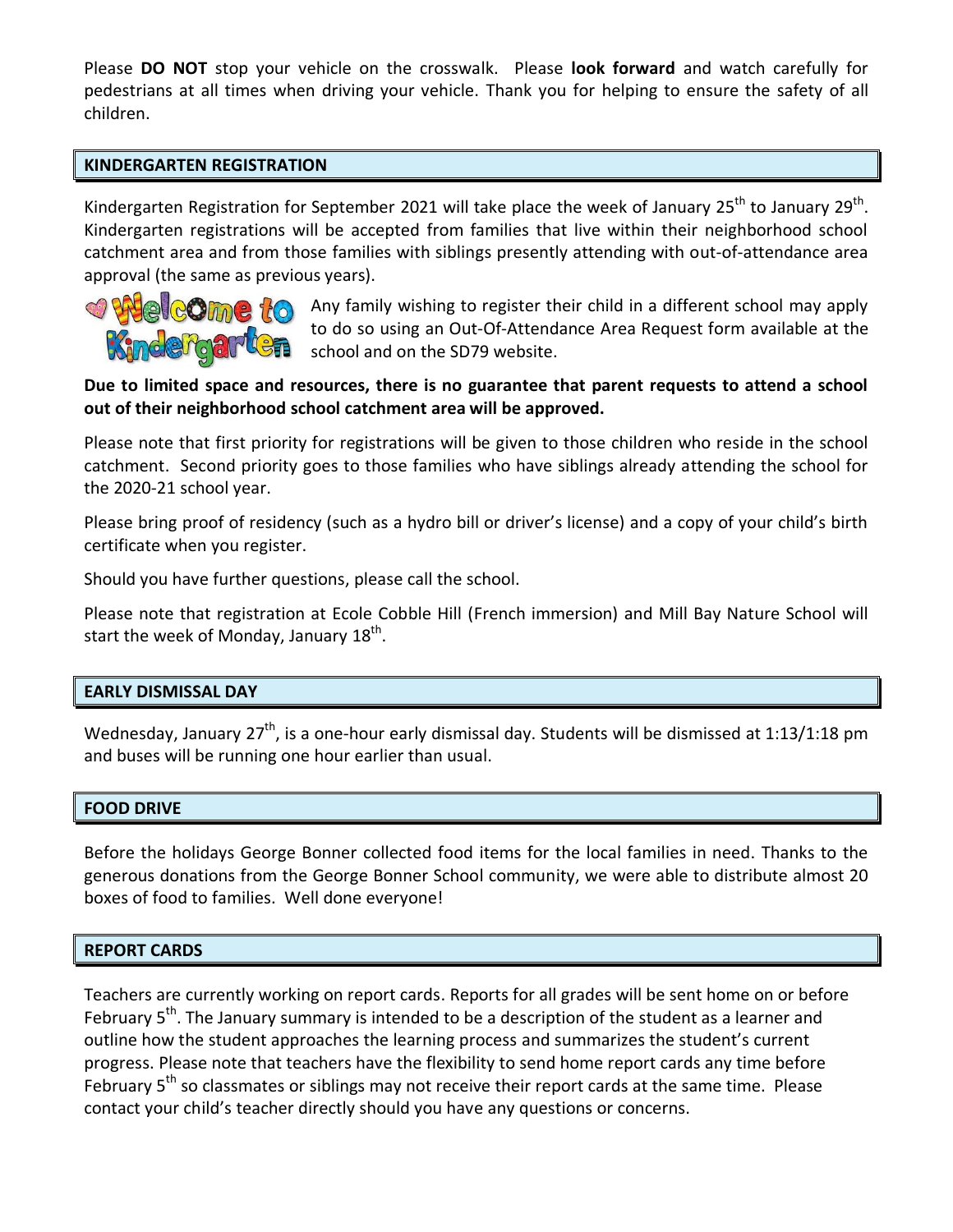Please **DO NOT** stop your vehicle on the crosswalk. Please **look forward** and watch carefully for pedestrians at all times when driving your vehicle. Thank you for helping to ensure the safety of all children.

## KINDERGARTEN REGISTRATION

Kindergarten Registration for September 2021 will take place the week of January 25th to January 29th. Kindergarten registrations will be accepted from families that live within their neighborhood school catchment area and from those families with siblings presently attending with out-of-attendance area approval (the same as previous years).

Any family wishing to register their child in a different school may apply to do so using an Out-Of-Attendance Area Request form available at the school and on the SD79 website.

**Due to limited space and resources, there is no guarantee that parent requests to attend a school out of their neighborhood school catchment area will be approved.**

Please note that first priority for registrations will be given to those children who reside in the school catchment. Second priority goes to those families who have siblings already attending the school for the 2020-21 school year.

Please bring proof of residency (such as a hydro bill or driver's license) and a copy of your child's birth certificate when you register.

Should you have further questions, please call the school.

Please note that registration at Ecole Cobble Hill (French immersion) and Mill Bay Nature School will start the week of Monday, January 18th.

## EARLY DISMISSAL DAY

Wednesday, January 27th, is a one-hour early dismissal day. Students will be dismissed at 1:13/1:18 pm and buses will be running one hour earlier than usual.

## FOOD DRIVE

Before the holidays George Bonner collected food items for the local families in need. Thanks to the generous donations from the George Bonner School community, we were able to distribute almost 20 boxes of food to families. Well done everyone!

## REPORT CARDS

Teachers are currently working on report cards. Reports for all grades will be sent home on or before February 5th. The January summary is intended to be a description of the student as a learner and outline how the student approaches the learning process and summarizes the student's current progress. Please note that teachers have the flexibility to send home report cards any time before February 5th so classmates or siblings may not receive their report cards at the same time. Please contact your child's teacher directly should you have any questions or concerns.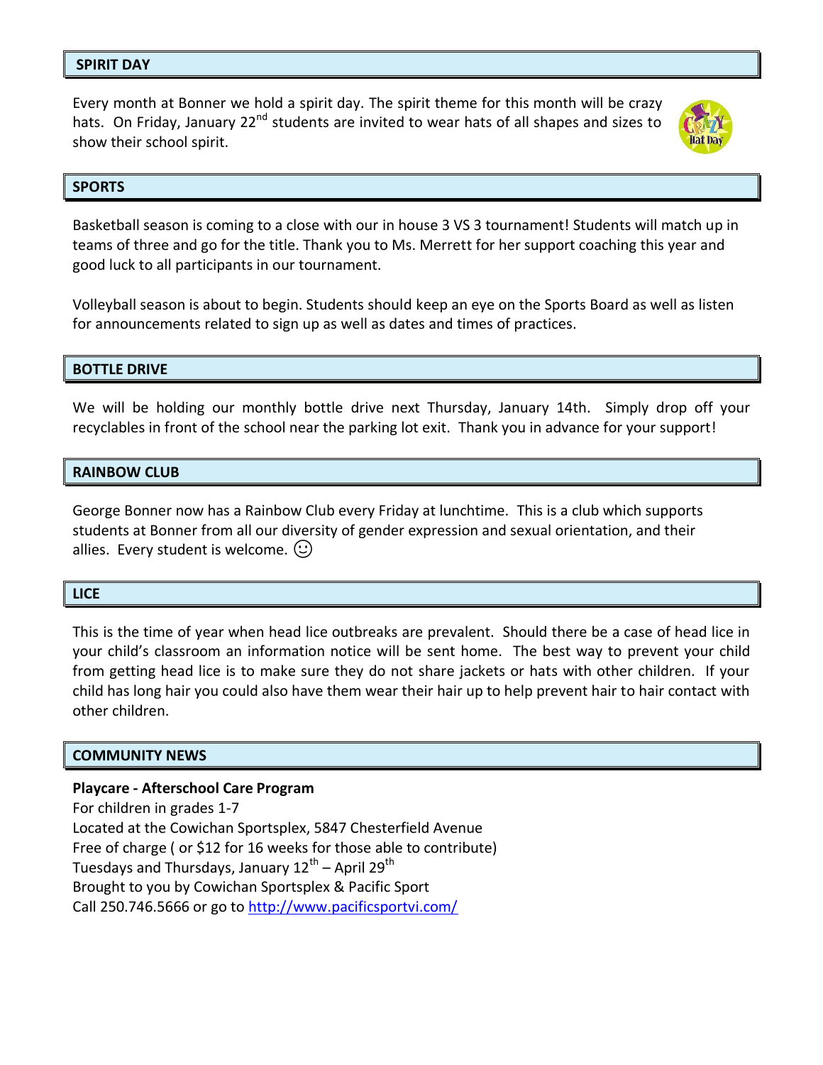## SPIRIT DAY

Every month at Bonner we hold a spirit day. The spirit theme for this month will be crazy hats. On Friday, January 22nd students are invited to wear hats of all shapes and sizes to show their school spirit.

## SPORTS

Basketball season is coming to a close with our in house 3 VS 3 tournament! Students will match up in teams of three and go for the title. Thank you to Ms. Merrett for her support coaching this year and good luck to all participants in our tournament.

Volleyball season is about to begin. Students should keep an eye on the Sports Board as well as listen for announcements related to sign up as well as dates and times of practices.

## BOTTLE DRIVE

We will be holding our monthly bottle drive next Thursday, January 14th. Simply drop off your recyclables in front of the school near the parking lot exit. Thank you in advance for your support!

## RAINBOW CLUB

George Bonner now has a Rainbow Club every Friday at lunchtime. This is a club which supports students at Bonner from all our diversity of gender expression and sexual orientation, and their allies. Every student is welcome. ☺

## LICE

This is the time of year when head lice outbreaks are prevalent. Should there be a case of head lice in your child's classroom an information notice will be sent home. The best way to prevent your child from getting head lice is to make sure they do not share jackets or hats with other children. If your child has long hair you could also have them wear their hair up to help prevent hair to hair contact with other children.

## COMMUNITY NEWS

**Playcare - Afterschool Care Program**

For children in grades 1-7
Located at the Cowichan Sportsplex, 5847 Chesterfield Avenue
Free of charge ( or $12 for 16 weeks for those able to contribute)
Tuesdays and Thursdays, January 12th – April 29th
Brought to you by Cowichan Sportsplex & Pacific Sport
Call 250.746.5666 or go to http://www.pacificsportvi.com/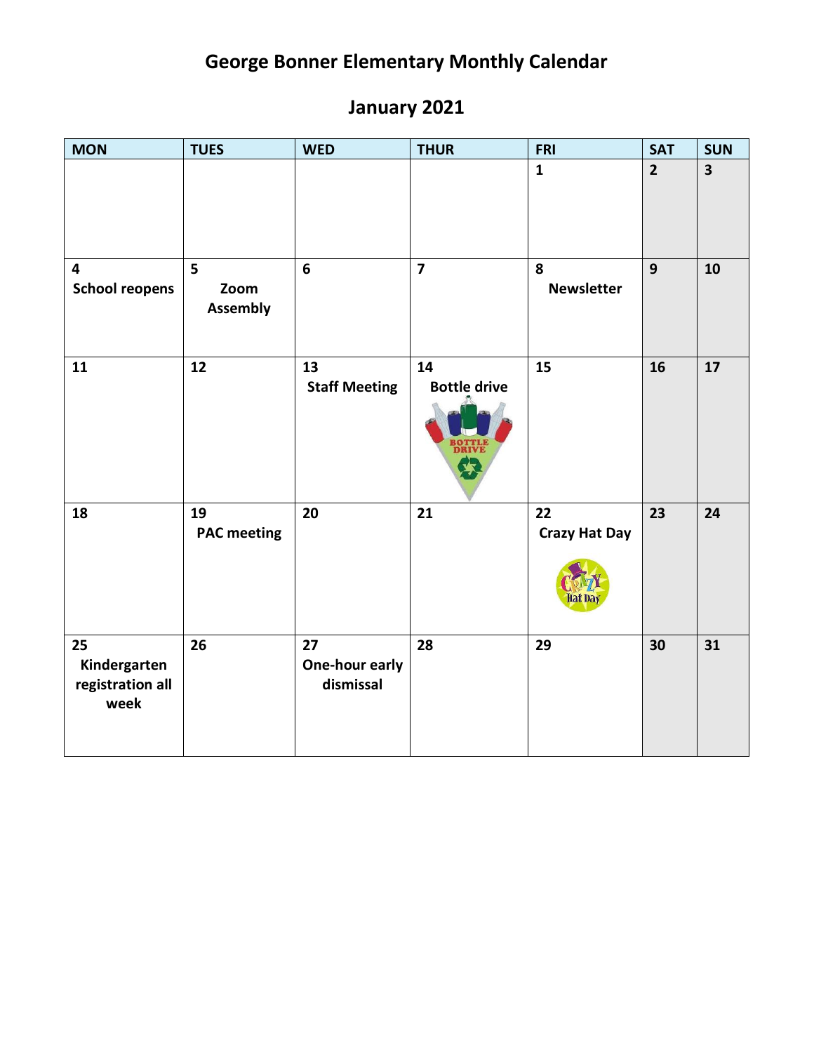# George Bonner Elementary Monthly Calendar

## January 2021

| MON | TUES | WED | THUR | FRI | SAT | SUN |
|---|---|---|---|---|---|---|
| | | | | 1 | 2 | 3 |
| 4 School reopens | 5 Zoom Assembly | 6 | 7 | 8 Newsletter | 9 | 10 |
| 11 | 12 | 13 Staff Meeting | 14 Bottle drive | 15 | 16 | 17 |
| 18 | 19 PAC meeting | 20 | 21 | 22 Crazy Hat Day | 23 | 24 |
| 25 Kindergarten registration all week | 26 | 27 One-hour early dismissal | 28 | 29 | 30 | 31 |